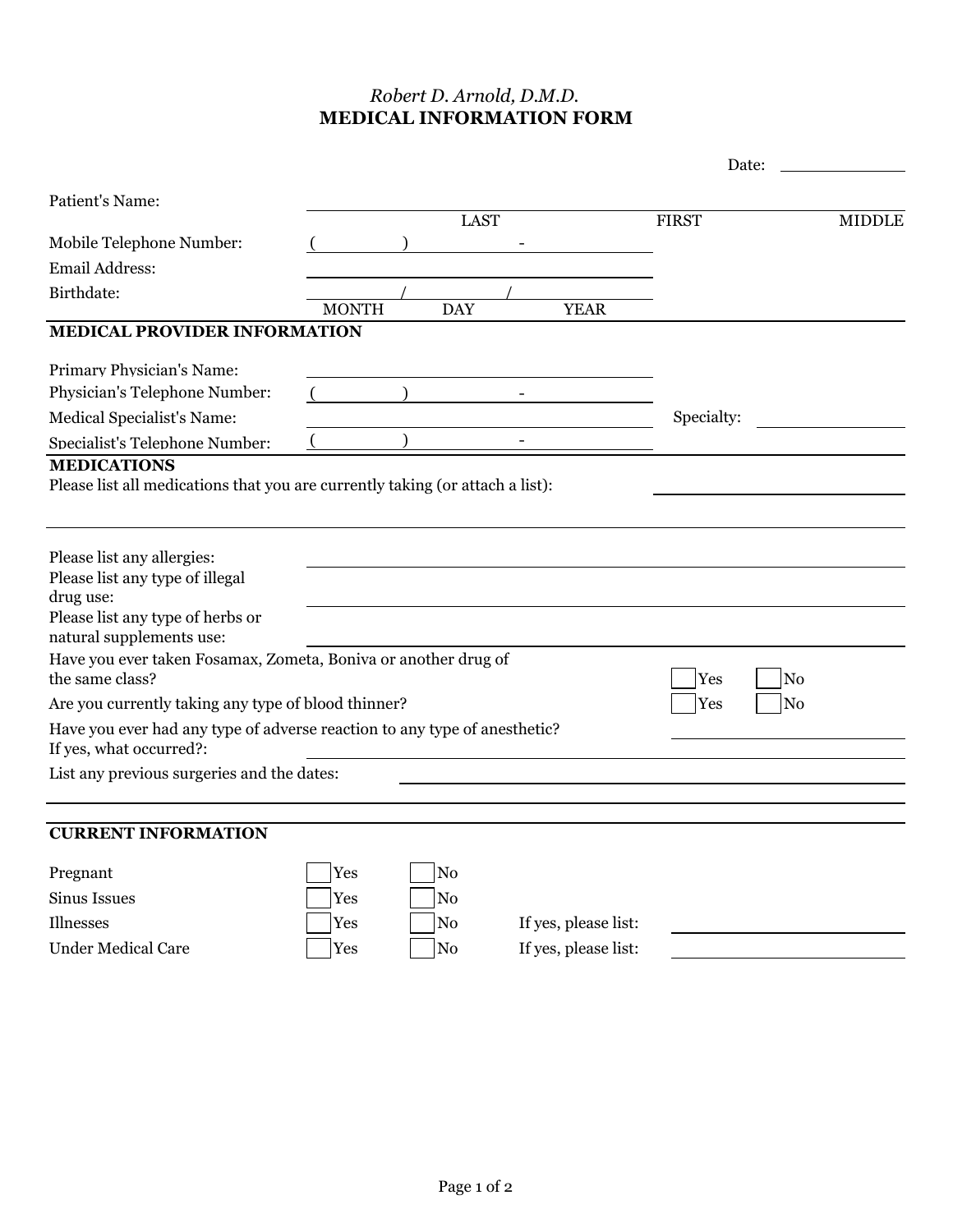*Robert D. Arnold, D.M.D.*

# MEDICAL INFORMATION FORM

Date: ____________

Patient's Name: ______________________________________________
LAST FIRST MIDDLE

Mobile Telephone Number: ( ) -

Email Address: ______________________________

Birthdate: ______ / ______ / ______
MONTH DAY YEAR

## MEDICAL PROVIDER INFORMATION

Primary Physician's Name: ______________________________

Physician's Telephone Number: ( ) -

Medical Specialist's Name: ______________________________ Specialty: ____________

Specialist's Telephone Number: ( ) -

## MEDICATIONS

Please list all medications that you are currently taking (or attach a list): ____________

Please list any allergies: ______________________________

Please list any type of illegal drug use: ______________________________

Please list any type of herbs or natural supplements use: ______________________________

Have you ever taken Fosamax, Zometa, Boniva or another drug of the same class? ☐ Yes ☐ No

Are you currently taking any type of blood thinner? ☐ Yes ☐ No

Have you ever had any type of adverse reaction to any type of anesthetic? ____________
If yes, what occurred?: ______________________________

List any previous surgeries and the dates: ______________________________

## CURRENT INFORMATION

| | | | | |
|---|---|---|---|---|
| Pregnant | ☐ Yes | ☐ No | | |
| Sinus Issues | ☐ Yes | ☐ No | | |
| Illnesses | ☐ Yes | ☐ No | If yes, please list: | ____________ |
| Under Medical Care | ☐ Yes | ☐ No | If yes, please list: | ____________ |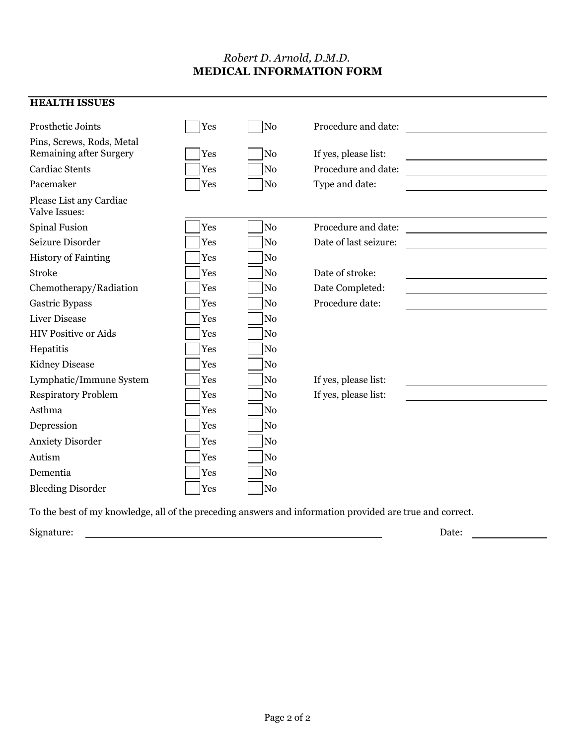*Robert D. Arnold, D.M.D.*

# MEDICAL INFORMATION FORM

## HEALTH ISSUES

| | | | | |
|---|---|---|---|---|
| Prosthetic Joints | ☐ Yes | ☐ No | Procedure and date: | ________ |
| Pins, Screws, Rods, Metal Remaining after Surgery | ☐ Yes | ☐ No | If yes, please list: | ________ |
| Cardiac Stents | ☐ Yes | ☐ No | Procedure and date: | ________ |
| Pacemaker | ☐ Yes | ☐ No | Type and date: | ________ |
| Please List any Cardiac Valve Issues: | ________ | | | |
| Spinal Fusion | ☐ Yes | ☐ No | Procedure and date: | ________ |
| Seizure Disorder | ☐ Yes | ☐ No | Date of last seizure: | ________ |
| History of Fainting | ☐ Yes | ☐ No | | |
| Stroke | ☐ Yes | ☐ No | Date of stroke: | ________ |
| Chemotherapy/Radiation | ☐ Yes | ☐ No | Date Completed: | ________ |
| Gastric Bypass | ☐ Yes | ☐ No | Procedure date: | ________ |
| Liver Disease | ☐ Yes | ☐ No | | |
| HIV Positive or Aids | ☐ Yes | ☐ No | | |
| Hepatitis | ☐ Yes | ☐ No | | |
| Kidney Disease | ☐ Yes | ☐ No | | |
| Lymphatic/Immune System | ☐ Yes | ☐ No | If yes, please list: | ________ |
| Respiratory Problem | ☐ Yes | ☐ No | If yes, please list: | ________ |
| Asthma | ☐ Yes | ☐ No | | |
| Depression | ☐ Yes | ☐ No | | |
| Anxiety Disorder | ☐ Yes | ☐ No | | |
| Autism | ☐ Yes | ☐ No | | |
| Dementia | ☐ Yes | ☐ No | | |
| Bleeding Disorder | ☐ Yes | ☐ No | | |

To the best of my knowledge, all of the preceding answers and information provided are true and correct.

Signature: ______________________________ Date: ____________